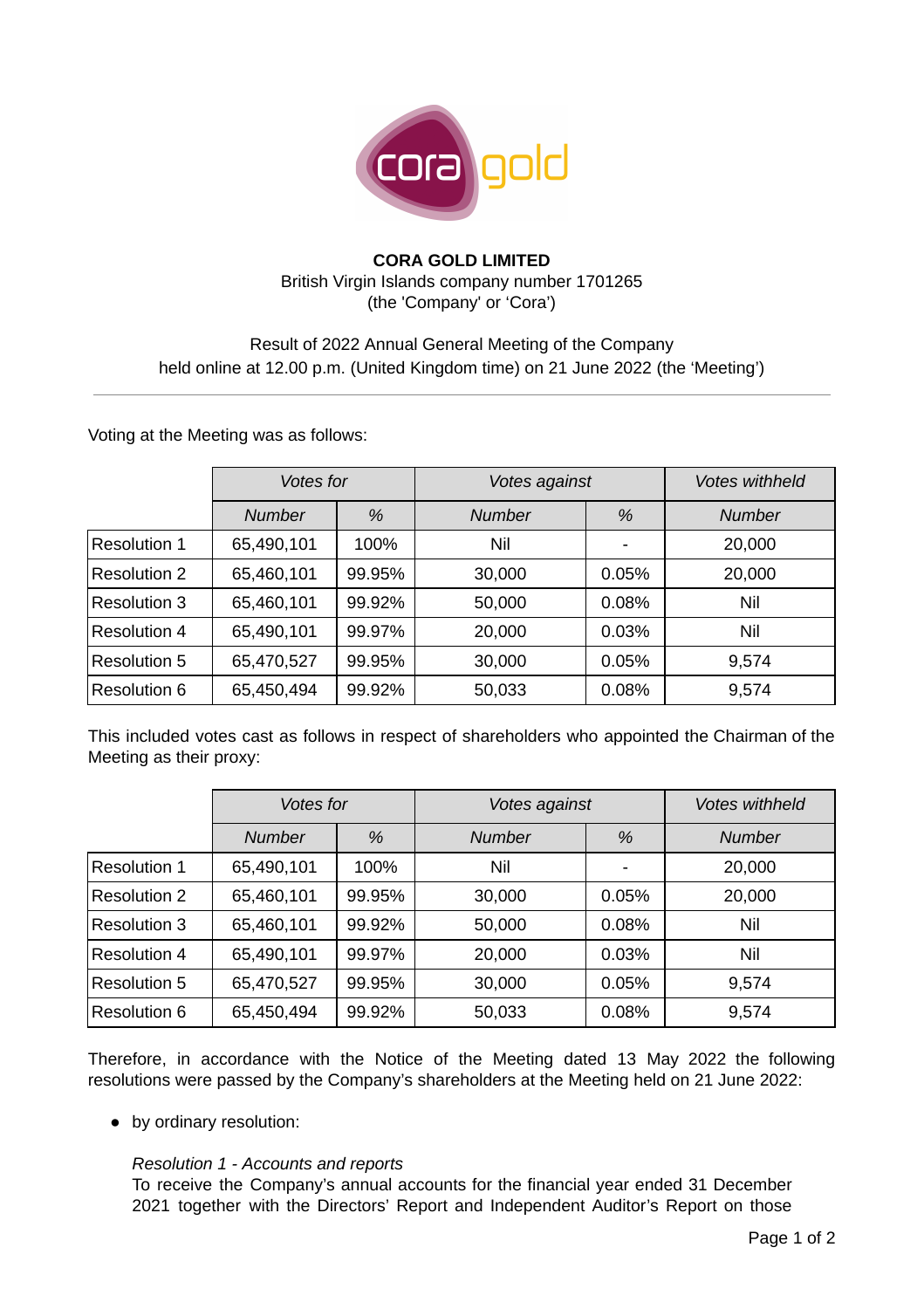**CORA GOLD LIMITED**
British Virgin Islands company number 1701265
(the 'Company' or 'Cora')

Result of 2022 Annual General Meeting of the Company
held online at 12.00 p.m. (United Kingdom time) on 21 June 2022 (the 'Meeting')

---

Voting at the Meeting was as follows:

| | *Votes for* | | *Votes against* | | *Votes withheld* |
|---|---|---|---|---|---|
| | *Number* | *%* | *Number* | *%* | *Number* |
| Resolution 1 | 65,490,101 | 100% | Nil | - | 20,000 |
| Resolution 2 | 65,460,101 | 99.95% | 30,000 | 0.05% | 20,000 |
| Resolution 3 | 65,460,101 | 99.92% | 50,000 | 0.08% | Nil |
| Resolution 4 | 65,490,101 | 99.97% | 20,000 | 0.03% | Nil |
| Resolution 5 | 65,470,527 | 99.95% | 30,000 | 0.05% | 9,574 |
| Resolution 6 | 65,450,494 | 99.92% | 50,033 | 0.08% | 9,574 |

This included votes cast as follows in respect of shareholders who appointed the Chairman of the Meeting as their proxy:

| | *Votes for* | | *Votes against* | | *Votes withheld* |
|---|---|---|---|---|---|
| | *Number* | *%* | *Number* | *%* | *Number* |
| Resolution 1 | 65,490,101 | 100% | Nil | - | 20,000 |
| Resolution 2 | 65,460,101 | 99.95% | 30,000 | 0.05% | 20,000 |
| Resolution 3 | 65,460,101 | 99.92% | 50,000 | 0.08% | Nil |
| Resolution 4 | 65,490,101 | 99.97% | 20,000 | 0.03% | Nil |
| Resolution 5 | 65,470,527 | 99.95% | 30,000 | 0.05% | 9,574 |
| Resolution 6 | 65,450,494 | 99.92% | 50,033 | 0.08% | 9,574 |

Therefore, in accordance with the Notice of the Meeting dated 13 May 2022 the following resolutions were passed by the Company's shareholders at the Meeting held on 21 June 2022:

- by ordinary resolution:

  *Resolution 1 - Accounts and reports*
  To receive the Company's annual accounts for the financial year ended 31 December 2021 together with the Directors' Report and Independent Auditor's Report on those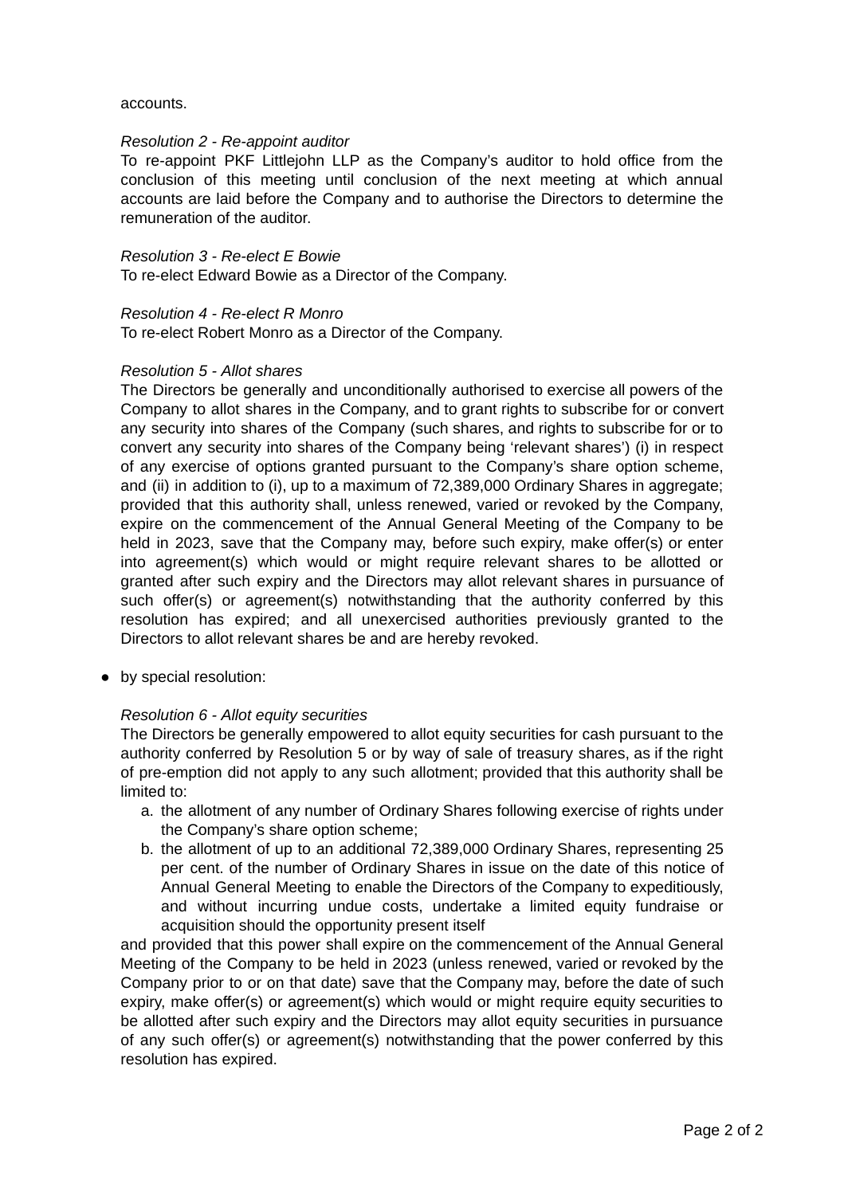accounts.

*Resolution 2 - Re-appoint auditor*

To re-appoint PKF Littlejohn LLP as the Company's auditor to hold office from the conclusion of this meeting until conclusion of the next meeting at which annual accounts are laid before the Company and to authorise the Directors to determine the remuneration of the auditor.

*Resolution 3 - Re-elect E Bowie*

To re-elect Edward Bowie as a Director of the Company.

*Resolution 4 - Re-elect R Monro*

To re-elect Robert Monro as a Director of the Company.

*Resolution 5 - Allot shares*

The Directors be generally and unconditionally authorised to exercise all powers of the Company to allot shares in the Company, and to grant rights to subscribe for or convert any security into shares of the Company (such shares, and rights to subscribe for or to convert any security into shares of the Company being 'relevant shares') (i) in respect of any exercise of options granted pursuant to the Company's share option scheme, and (ii) in addition to (i), up to a maximum of 72,389,000 Ordinary Shares in aggregate; provided that this authority shall, unless renewed, varied or revoked by the Company, expire on the commencement of the Annual General Meeting of the Company to be held in 2023, save that the Company may, before such expiry, make offer(s) or enter into agreement(s) which would or might require relevant shares to be allotted or granted after such expiry and the Directors may allot relevant shares in pursuance of such offer(s) or agreement(s) notwithstanding that the authority conferred by this resolution has expired; and all unexercised authorities previously granted to the Directors to allot relevant shares be and are hereby revoked.

- by special resolution:

*Resolution 6 - Allot equity securities*

The Directors be generally empowered to allot equity securities for cash pursuant to the authority conferred by Resolution 5 or by way of sale of treasury shares, as if the right of pre-emption did not apply to any such allotment; provided that this authority shall be limited to:

a. the allotment of any number of Ordinary Shares following exercise of rights under the Company's share option scheme;
b. the allotment of up to an additional 72,389,000 Ordinary Shares, representing 25 per cent. of the number of Ordinary Shares in issue on the date of this notice of Annual General Meeting to enable the Directors of the Company to expeditiously, and without incurring undue costs, undertake a limited equity fundraise or acquisition should the opportunity present itself

and provided that this power shall expire on the commencement of the Annual General Meeting of the Company to be held in 2023 (unless renewed, varied or revoked by the Company prior to or on that date) save that the Company may, before the date of such expiry, make offer(s) or agreement(s) which would or might require equity securities to be allotted after such expiry and the Directors may allot equity securities in pursuance of any such offer(s) or agreement(s) notwithstanding that the power conferred by this resolution has expired.